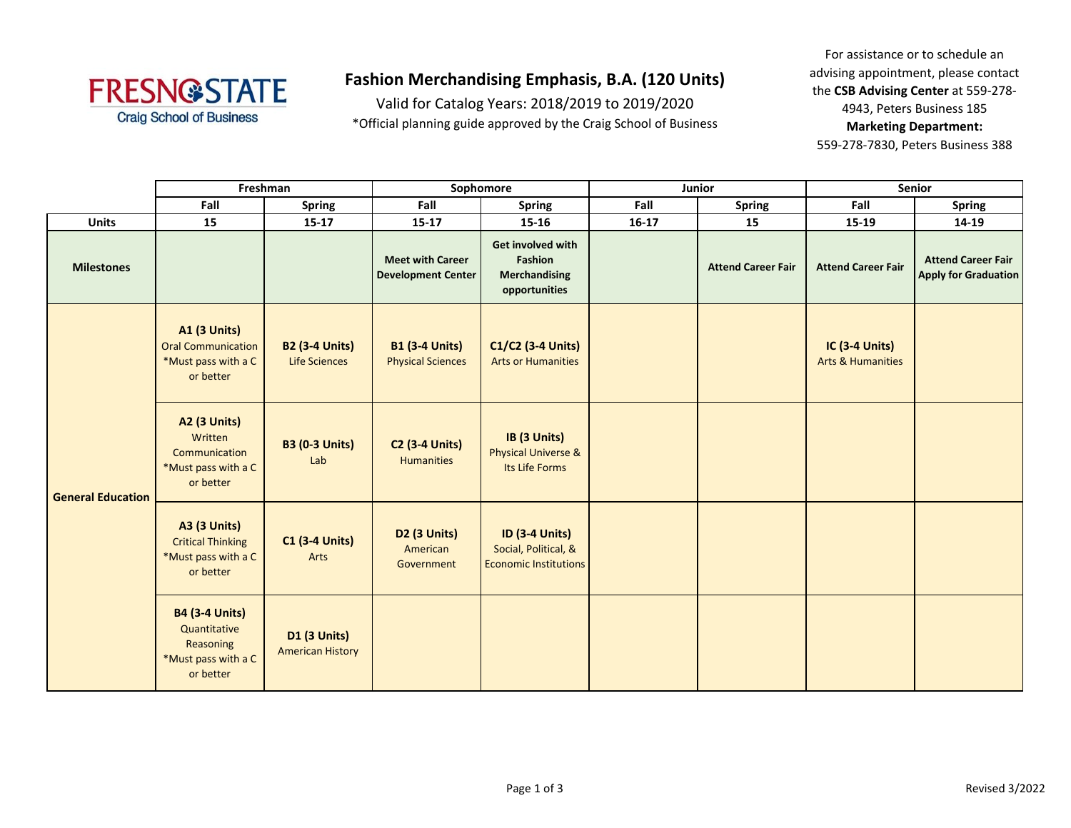# Fashion Merchandising Emphasis, B.A. (120 Units)

Valid for Catalog Years: 2018/2019 to 2019/2020

*Official planning guide approved by the Craig School of Business

For assistance or to schedule an advising appointment, please contact the **CSB Advising Center** at 559-278-4943, Peters Business 185

**Marketing Department:**
559-278-7830, Peters Business 388

| | Freshman | | Sophomore | | Junior | | Senior | |
|---|---|---|---|---|---|---|---|---|
| | **Fall** | **Spring** | **Fall** | **Spring** | **Fall** | **Spring** | **Fall** | **Spring** |
| **Units** | 15 | 15-17 | 15-17 | 15-16 | 16-17 | 15 | 15-19 | 14-19 |
| **Milestones** | | | **Meet with Career Development Center** | **Get involved with Fashion Merchandising opportunities** | | **Attend Career Fair** | **Attend Career Fair** | **Attend Career Fair Apply for Graduation** |
| **General Education** | **A1 (3 Units)** Oral Communication *Must pass with a C or better | **B2 (3-4 Units)** Life Sciences | **B1 (3-4 Units)** Physical Sciences | **C1/C2 (3-4 Units)** Arts or Humanities | | | **IC (3-4 Units)** Arts & Humanities | |
| | **A2 (3 Units)** Written Communication *Must pass with a C or better | **B3 (0-3 Units)** Lab | **C2 (3-4 Units)** Humanities | **IB (3 Units)** Physical Universe & Its Life Forms | | | | |
| | **A3 (3 Units)** Critical Thinking *Must pass with a C or better | **C1 (3-4 Units)** Arts | **D2 (3 Units)** American Government | **ID (3-4 Units)** Social, Political, & Economic Institutions | | | | |
| | **B4 (3-4 Units)** Quantitative Reasoning *Must pass with a C or better | **D1 (3 Units)** American History | | | | | | |

Revised 3/2022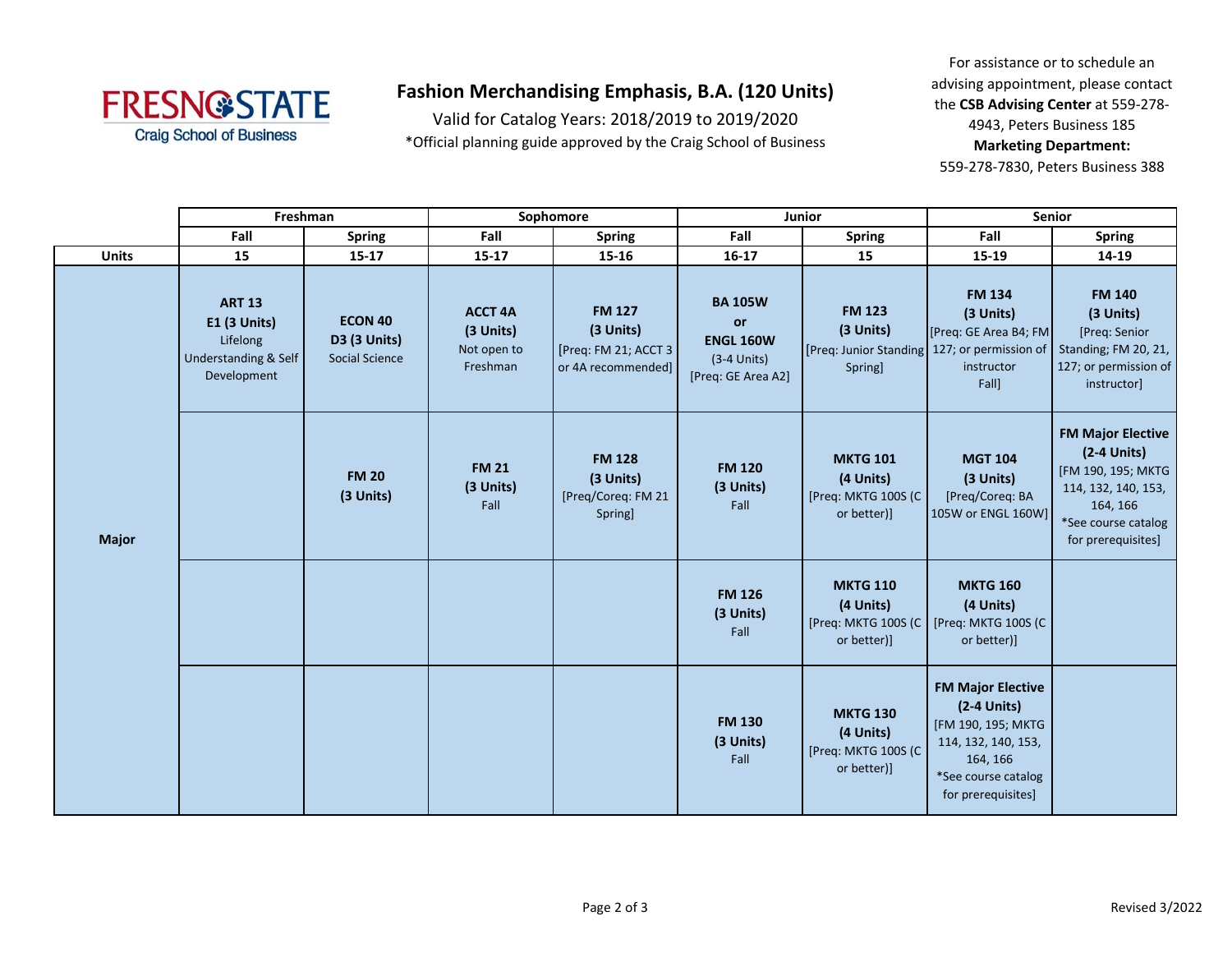# Fashion Merchandising Emphasis, B.A. (120 Units)

Valid for Catalog Years: 2018/2019 to 2019/2020

*Official planning guide approved by the Craig School of Business

For assistance or to schedule an advising appointment, please contact the **CSB Advising Center** at 559-278-4943, Peters Business 185

**Marketing Department:**
559-278-7830, Peters Business 388

| | Freshman | | Sophomore | | Junior | | Senior | |
|---|---|---|---|---|---|---|---|---|
| | Fall | Spring | Fall | Spring | Fall | Spring | Fall | Spring |
| **Units** | 15 | 15-17 | 15-17 | 15-16 | 16-17 | 15 | 15-19 | 14-19 |
| **Major** | **ART 13** **E1 (3 Units)** Lifelong Understanding & Self Development | **ECON 40** **D3 (3 Units)** Social Science | **ACCT 4A** **(3 Units)** Not open to Freshman | **FM 127** **(3 Units)** [Preq: FM 21; ACCT 3 or 4A recommended] | **BA 105W** **or** **ENGL 160W** (3-4 Units) [Preq: GE Area A2] | **FM 123** **(3 Units)** [Preq: Junior Standing Spring] | **FM 134** **(3 Units)** [Preq: GE Area B4; FM 127; or permission of instructor Fall] | **FM 140** **(3 Units)** [Preq: Senior Standing; FM 20, 21, 127; or permission of instructor] |
| | | **FM 20** **(3 Units)** | **FM 21** **(3 Units)** Fall | **FM 128** **(3 Units)** [Preq/Coreq: FM 21 Spring] | **FM 120** **(3 Units)** Fall | **MKTG 101** **(4 Units)** [Preq: MKTG 100S (C or better)] | **MGT 104** **(3 Units)** [Preq/Coreq: BA 105W or ENGL 160W] | **FM Major Elective** **(2-4 Units)** [FM 190, 195; MKTG 114, 132, 140, 153, 164, 166 *See course catalog for prerequisites] |
| | | | | | **FM 126** **(3 Units)** Fall | **MKTG 110** **(4 Units)** [Preq: MKTG 100S (C or better)] | **MKTG 160** **(4 Units)** [Preq: MKTG 100S (C or better)] | |
| | | | | | **FM 130** **(3 Units)** Fall | **MKTG 130** **(4 Units)** [Preq: MKTG 100S (C or better)] | **FM Major Elective** **(2-4 Units)** [FM 190, 195; MKTG 114, 132, 140, 153, 164, 166 *See course catalog for prerequisites] | |

Revised 3/2022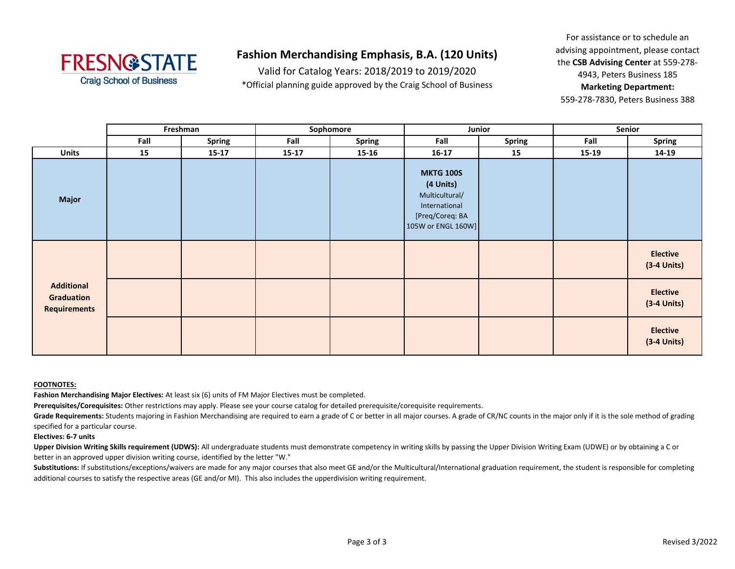FRESNO STATE
Craig School of Business

# Fashion Merchandising Emphasis, B.A. (120 Units)

Valid for Catalog Years: 2018/2019 to 2019/2020

*Official planning guide approved by the Craig School of Business

For assistance or to schedule an advising appointment, please contact the **CSB Advising Center** at 559-278-4943, Peters Business 185

**Marketing Department:**
559-278-7830, Peters Business 388

| | Freshman | | Sophomore | | Junior | | Senior | |
|---|---|---|---|---|---|---|---|---|
| | Fall | Spring | Fall | Spring | Fall | Spring | Fall | Spring |
| **Units** | 15 | 15-17 | 15-17 | 15-16 | 16-17 | 15 | 15-19 | 14-19 |
| **Major** | | | | | **MKTG 100S (4 Units)** Multicultural/ International [Preq/Coreq: BA 105W or ENGL 160W] | | | |
| **Additional Graduation Requirements** | | | | | | | | **Elective (3-4 Units)** |
| | | | | | | | | **Elective (3-4 Units)** |
| | | | | | | | | **Elective (3-4 Units)** |

**FOOTNOTES:**

**Fashion Merchandising Major Electives:** At least six (6) units of FM Major Electives must be completed.

**Prerequisites/Corequisites:** Other restrictions may apply. Please see your course catalog for detailed prerequisite/corequisite requirements.

**Grade Requirements:** Students majoring in Fashion Merchandising are required to earn a grade of C or better in all major courses. A grade of CR/NC counts in the major only if it is the sole method of grading specified for a particular course.

**Electives: 6-7 units**

**Upper Division Writing Skills requirement (UDWS):** All undergraduate students must demonstrate competency in writing skills by passing the Upper Division Writing Exam (UDWE) or by obtaining a C or better in an approved upper division writing course, identified by the letter "W."

**Substitutions:** If substitutions/exceptions/waivers are made for any major courses that also meet GE and/or the Multicultural/International graduation requirement, the student is responsible for completing additional courses to satisfy the respective areas (GE and/or MI). This also includes the upperdivision writing requirement.

Revised 3/2022